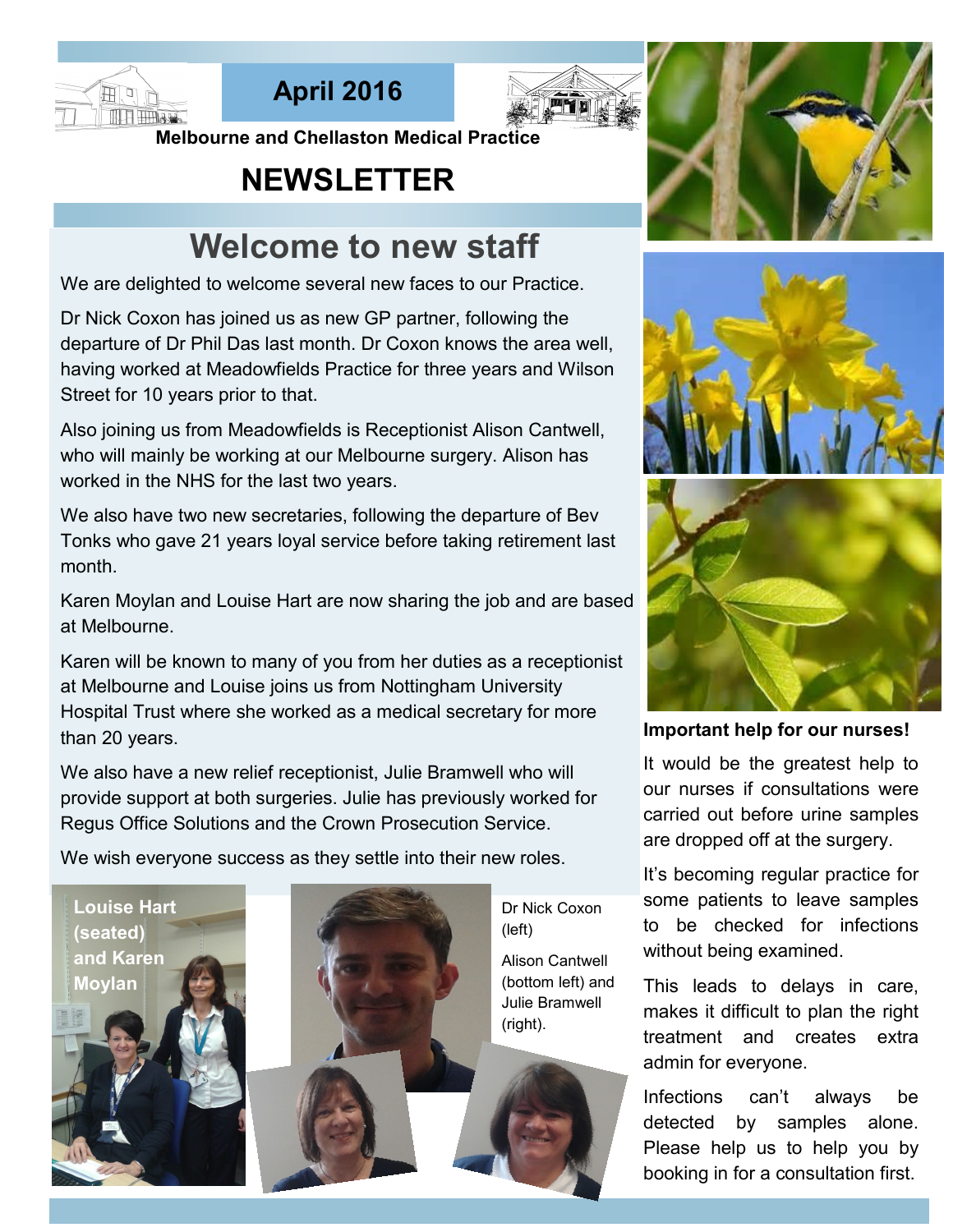April 2016

Melbourne and Chellaston Medical Practice

# NEWSLETTER

## Welcome to new staff

We are delighted to welcome several new faces to our Practice.

Dr Nick Coxon has joined us as new GP partner, following the departure of Dr Phil Das last month. Dr Coxon knows the area well, having worked at Meadowfields Practice for three years and Wilson Street for 10 years prior to that.

Also joining us from Meadowfields is Receptionist Alison Cantwell, who will mainly be working at our Melbourne surgery. Alison has worked in the NHS for the last two years.

We also have two new secretaries, following the departure of Bev Tonks who gave 21 years loyal service before taking retirement last month.

Karen Moylan and Louise Hart are now sharing the job and are based at Melbourne.

Karen will be known to many of you from her duties as a receptionist at Melbourne and Louise joins us from Nottingham University Hospital Trust where she worked as a medical secretary for more than 20 years.

We also have a new relief receptionist, Julie Bramwell who will provide support at both surgeries. Julie has previously worked for Regus Office Solutions and the Crown Prosecution Service.

We wish everyone success as they settle into their new roles.

Louise Hart (seated) and Karen Moylan

Dr Nick Coxon (left)

Alison Cantwell (bottom left) and Julie Bramwell (right).

**Important help for our nurses!**

It would be the greatest help to our nurses if consultations were carried out before urine samples are dropped off at the surgery.

It's becoming regular practice for some patients to leave samples to be checked for infections without being examined.

This leads to delays in care, makes it difficult to plan the right treatment and creates extra admin for everyone.

Infections can't always be detected by samples alone. Please help us to help you by booking in for a consultation first.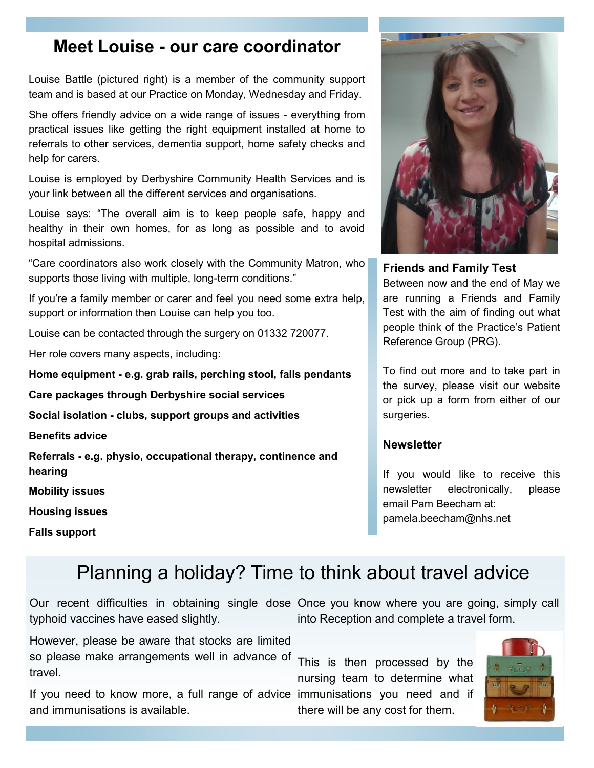## Meet Louise - our care coordinator

Louise Battle (pictured right) is a member of the community support team and is based at our Practice on Monday, Wednesday and Friday.

She offers friendly advice on a wide range of issues - everything from practical issues like getting the right equipment installed at home to referrals to other services, dementia support, home safety checks and help for carers.

Louise is employed by Derbyshire Community Health Services and is your link between all the different services and organisations.

Louise says: "The overall aim is to keep people safe, happy and healthy in their own homes, for as long as possible and to avoid hospital admissions.

"Care coordinators also work closely with the Community Matron, who supports those living with multiple, long-term conditions."

If you're a family member or carer and feel you need some extra help, support or information then Louise can help you too.

Louise can be contacted through the surgery on 01332 720077.

Her role covers many aspects, including:

**Home equipment - e.g. grab rails, perching stool, falls pendants**

**Care packages through Derbyshire social services**

**Social isolation - clubs, support groups and activities**

**Benefits advice**

**Referrals - e.g. physio, occupational therapy, continence and hearing**

**Mobility issues**

**Housing issues**

**Falls support**

**Friends and Family Test**

Between now and the end of May we are running a Friends and Family Test with the aim of finding out what people think of the Practice's Patient Reference Group (PRG).

To find out more and to take part in the survey, please visit our website or pick up a form from either of our surgeries.

**Newsletter**

If you would like to receive this newsletter electronically, please email Pam Beecham at: pamela.beecham@nhs.net

## Planning a holiday? Time to think about travel advice

Our recent difficulties in obtaining single dose typhoid vaccines have eased slightly.

However, please be aware that stocks are limited so please make arrangements well in advance of travel.

If you need to know more, a full range of advice and immunisations is available.

Once you know where you are going, simply call into Reception and complete a travel form.

This is then processed by the nursing team to determine what immunisations you need and if there will be any cost for them.